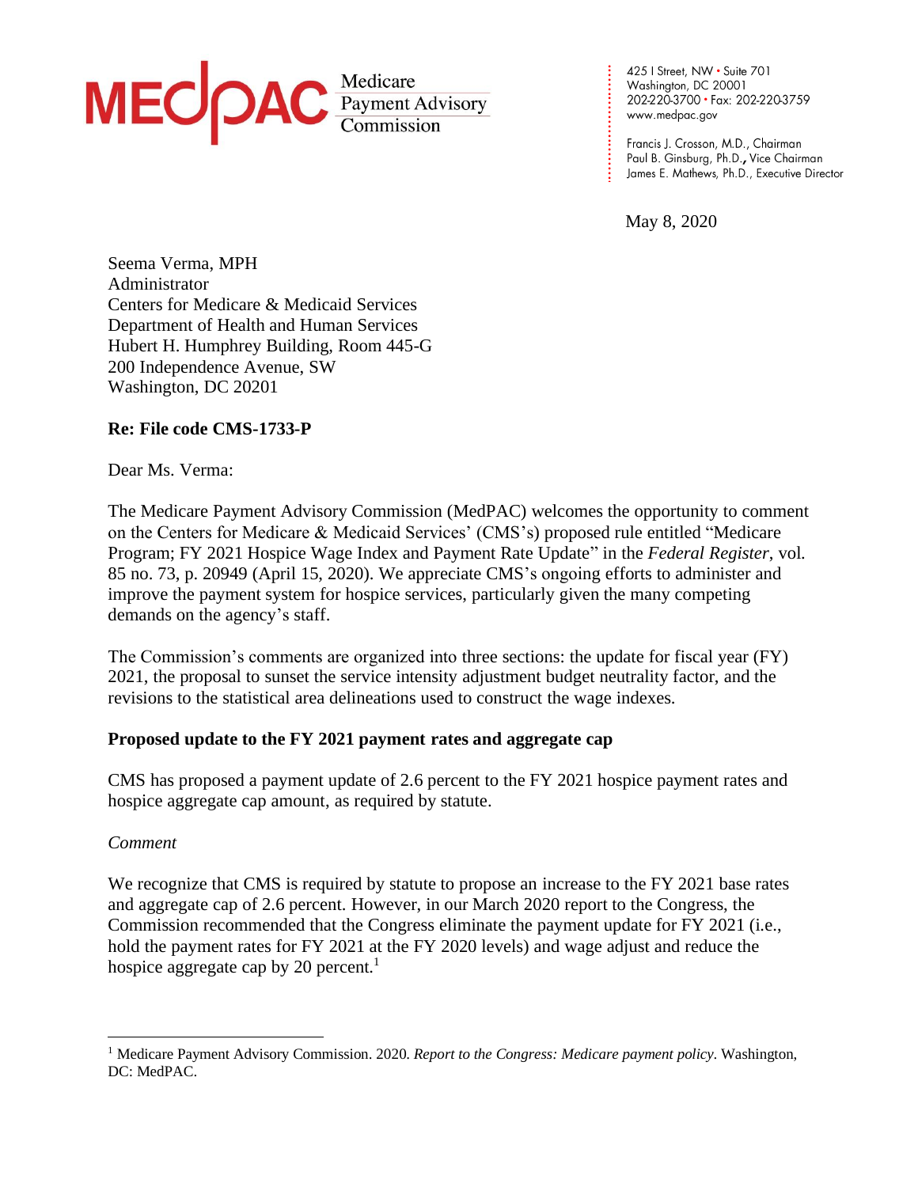MEDPAC Medicare Payment Advisory Commission

425 I Street, NW • Suite 701
Washington, DC 20001
202-220-3700 • Fax: 202-220-3759
www.medpac.gov

Francis J. Crosson, M.D., Chairman
Paul B. Ginsburg, Ph.D., Vice Chairman
James E. Mathews, Ph.D., Executive Director

May 8, 2020

Seema Verma, MPH
Administrator
Centers for Medicare & Medicaid Services
Department of Health and Human Services
Hubert H. Humphrey Building, Room 445-G
200 Independence Avenue, SW
Washington, DC 20201

**Re: File code CMS-1733-P**

Dear Ms. Verma:

The Medicare Payment Advisory Commission (MedPAC) welcomes the opportunity to comment on the Centers for Medicare & Medicaid Services' (CMS's) proposed rule entitled "Medicare Program; FY 2021 Hospice Wage Index and Payment Rate Update" in the *Federal Register*, vol. 85 no. 73, p. 20949 (April 15, 2020). We appreciate CMS's ongoing efforts to administer and improve the payment system for hospice services, particularly given the many competing demands on the agency's staff.

The Commission's comments are organized into three sections: the update for fiscal year (FY) 2021, the proposal to sunset the service intensity adjustment budget neutrality factor, and the revisions to the statistical area delineations used to construct the wage indexes.

**Proposed update to the FY 2021 payment rates and aggregate cap**

CMS has proposed a payment update of 2.6 percent to the FY 2021 hospice payment rates and hospice aggregate cap amount, as required by statute.

*Comment*

We recognize that CMS is required by statute to propose an increase to the FY 2021 base rates and aggregate cap of 2.6 percent. However, in our March 2020 report to the Congress, the Commission recommended that the Congress eliminate the payment update for FY 2021 (i.e., hold the payment rates for FY 2021 at the FY 2020 levels) and wage adjust and reduce the hospice aggregate cap by 20 percent.[1]

[1] Medicare Payment Advisory Commission. 2020. *Report to the Congress: Medicare payment policy*. Washington, DC: MedPAC.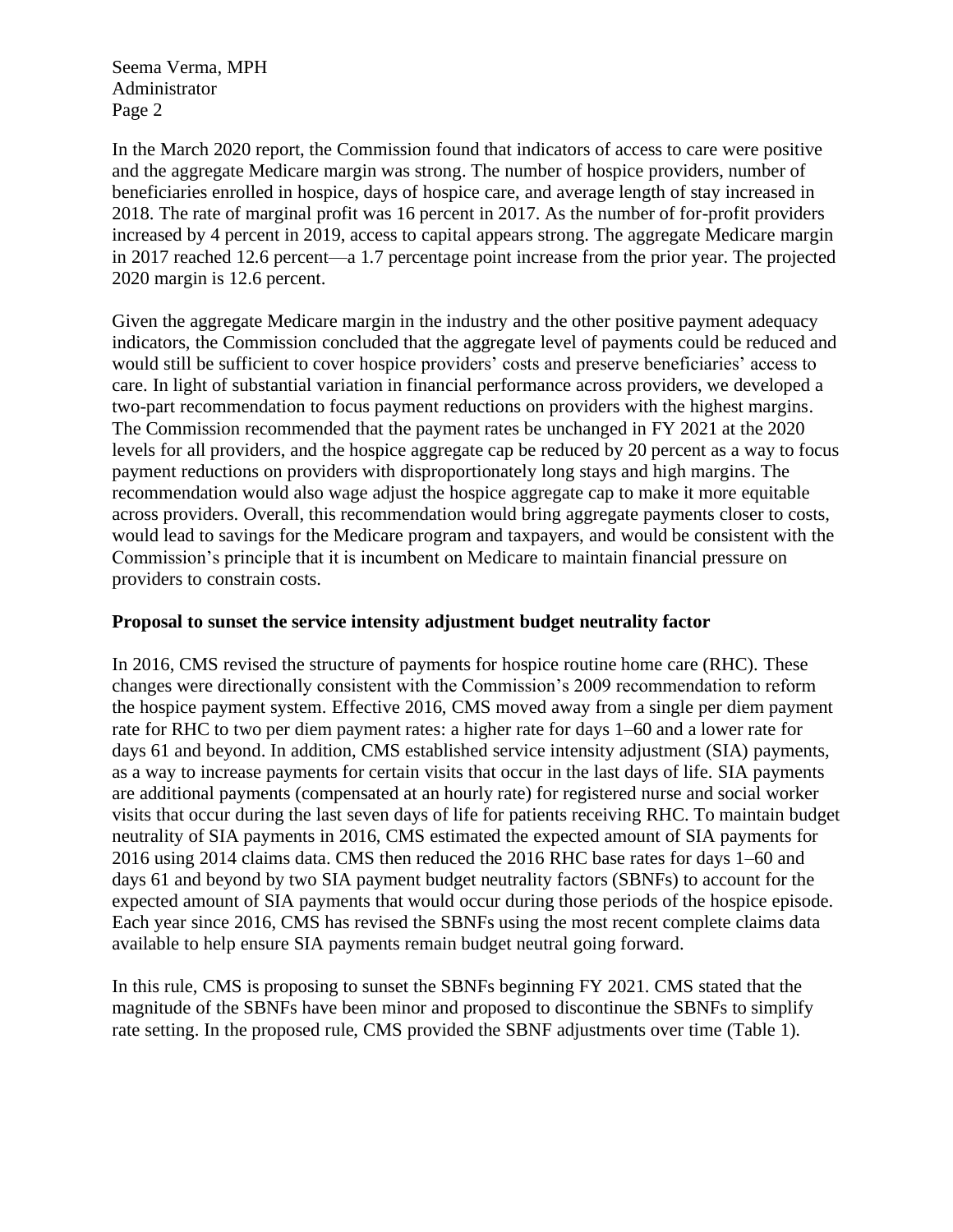In the March 2020 report, the Commission found that indicators of access to care were positive and the aggregate Medicare margin was strong. The number of hospice providers, number of beneficiaries enrolled in hospice, days of hospice care, and average length of stay increased in 2018. The rate of marginal profit was 16 percent in 2017. As the number of for-profit providers increased by 4 percent in 2019, access to capital appears strong. The aggregate Medicare margin in 2017 reached 12.6 percent—a 1.7 percentage point increase from the prior year. The projected 2020 margin is 12.6 percent.

Given the aggregate Medicare margin in the industry and the other positive payment adequacy indicators, the Commission concluded that the aggregate level of payments could be reduced and would still be sufficient to cover hospice providers' costs and preserve beneficiaries' access to care. In light of substantial variation in financial performance across providers, we developed a two-part recommendation to focus payment reductions on providers with the highest margins. The Commission recommended that the payment rates be unchanged in FY 2021 at the 2020 levels for all providers, and the hospice aggregate cap be reduced by 20 percent as a way to focus payment reductions on providers with disproportionately long stays and high margins. The recommendation would also wage adjust the hospice aggregate cap to make it more equitable across providers. Overall, this recommendation would bring aggregate payments closer to costs, would lead to savings for the Medicare program and taxpayers, and would be consistent with the Commission's principle that it is incumbent on Medicare to maintain financial pressure on providers to constrain costs.

**Proposal to sunset the service intensity adjustment budget neutrality factor**

In 2016, CMS revised the structure of payments for hospice routine home care (RHC). These changes were directionally consistent with the Commission's 2009 recommendation to reform the hospice payment system. Effective 2016, CMS moved away from a single per diem payment rate for RHC to two per diem payment rates: a higher rate for days 1–60 and a lower rate for days 61 and beyond. In addition, CMS established service intensity adjustment (SIA) payments, as a way to increase payments for certain visits that occur in the last days of life. SIA payments are additional payments (compensated at an hourly rate) for registered nurse and social worker visits that occur during the last seven days of life for patients receiving RHC. To maintain budget neutrality of SIA payments in 2016, CMS estimated the expected amount of SIA payments for 2016 using 2014 claims data. CMS then reduced the 2016 RHC base rates for days 1–60 and days 61 and beyond by two SIA payment budget neutrality factors (SBNFs) to account for the expected amount of SIA payments that would occur during those periods of the hospice episode. Each year since 2016, CMS has revised the SBNFs using the most recent complete claims data available to help ensure SIA payments remain budget neutral going forward.

In this rule, CMS is proposing to sunset the SBNFs beginning FY 2021. CMS stated that the magnitude of the SBNFs have been minor and proposed to discontinue the SBNFs to simplify rate setting. In the proposed rule, CMS provided the SBNF adjustments over time (Table 1).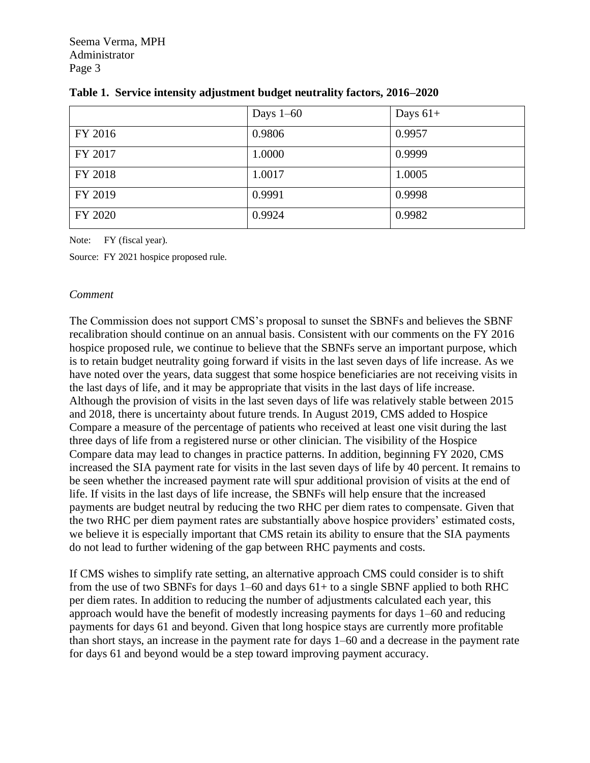**Table 1. Service intensity adjustment budget neutrality factors, 2016–2020**

| | Days 1–60 | Days 61+ |
|---|---|---|
| FY 2016 | 0.9806 | 0.9957 |
| FY 2017 | 1.0000 | 0.9999 |
| FY 2018 | 1.0017 | 1.0005 |
| FY 2019 | 0.9991 | 0.9998 |
| FY 2020 | 0.9924 | 0.9982 |

Note: FY (fiscal year).

Source: FY 2021 hospice proposed rule.

*Comment*

The Commission does not support CMS's proposal to sunset the SBNFs and believes the SBNF recalibration should continue on an annual basis. Consistent with our comments on the FY 2016 hospice proposed rule, we continue to believe that the SBNFs serve an important purpose, which is to retain budget neutrality going forward if visits in the last seven days of life increase. As we have noted over the years, data suggest that some hospice beneficiaries are not receiving visits in the last days of life, and it may be appropriate that visits in the last days of life increase. Although the provision of visits in the last seven days of life was relatively stable between 2015 and 2018, there is uncertainty about future trends. In August 2019, CMS added to Hospice Compare a measure of the percentage of patients who received at least one visit during the last three days of life from a registered nurse or other clinician. The visibility of the Hospice Compare data may lead to changes in practice patterns. In addition, beginning FY 2020, CMS increased the SIA payment rate for visits in the last seven days of life by 40 percent. It remains to be seen whether the increased payment rate will spur additional provision of visits at the end of life. If visits in the last days of life increase, the SBNFs will help ensure that the increased payments are budget neutral by reducing the two RHC per diem rates to compensate. Given that the two RHC per diem payment rates are substantially above hospice providers' estimated costs, we believe it is especially important that CMS retain its ability to ensure that the SIA payments do not lead to further widening of the gap between RHC payments and costs.

If CMS wishes to simplify rate setting, an alternative approach CMS could consider is to shift from the use of two SBNFs for days 1–60 and days 61+ to a single SBNF applied to both RHC per diem rates. In addition to reducing the number of adjustments calculated each year, this approach would have the benefit of modestly increasing payments for days 1–60 and reducing payments for days 61 and beyond. Given that long hospice stays are currently more profitable than short stays, an increase in the payment rate for days 1–60 and a decrease in the payment rate for days 61 and beyond would be a step toward improving payment accuracy.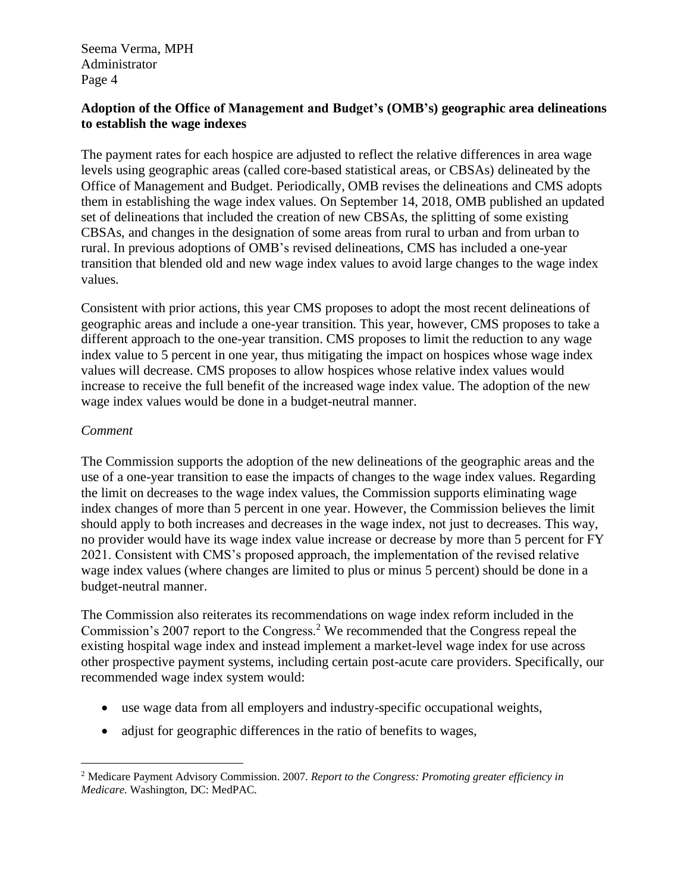**Adoption of the Office of Management and Budget's (OMB's) geographic area delineations to establish the wage indexes**

The payment rates for each hospice are adjusted to reflect the relative differences in area wage levels using geographic areas (called core-based statistical areas, or CBSAs) delineated by the Office of Management and Budget. Periodically, OMB revises the delineations and CMS adopts them in establishing the wage index values. On September 14, 2018, OMB published an updated set of delineations that included the creation of new CBSAs, the splitting of some existing CBSAs, and changes in the designation of some areas from rural to urban and from urban to rural. In previous adoptions of OMB's revised delineations, CMS has included a one-year transition that blended old and new wage index values to avoid large changes to the wage index values.

Consistent with prior actions, this year CMS proposes to adopt the most recent delineations of geographic areas and include a one-year transition. This year, however, CMS proposes to take a different approach to the one-year transition. CMS proposes to limit the reduction to any wage index value to 5 percent in one year, thus mitigating the impact on hospices whose wage index values will decrease. CMS proposes to allow hospices whose relative index values would increase to receive the full benefit of the increased wage index value. The adoption of the new wage index values would be done in a budget-neutral manner.

*Comment*

The Commission supports the adoption of the new delineations of the geographic areas and the use of a one-year transition to ease the impacts of changes to the wage index values. Regarding the limit on decreases to the wage index values, the Commission supports eliminating wage index changes of more than 5 percent in one year. However, the Commission believes the limit should apply to both increases and decreases in the wage index, not just to decreases. This way, no provider would have its wage index value increase or decrease by more than 5 percent for FY 2021. Consistent with CMS's proposed approach, the implementation of the revised relative wage index values (where changes are limited to plus or minus 5 percent) should be done in a budget-neutral manner.

The Commission also reiterates its recommendations on wage index reform included in the Commission's 2007 report to the Congress.[2] We recommended that the Congress repeal the existing hospital wage index and instead implement a market-level wage index for use across other prospective payment systems, including certain post-acute care providers. Specifically, our recommended wage index system would:

- use wage data from all employers and industry-specific occupational weights,
- adjust for geographic differences in the ratio of benefits to wages,

[2] Medicare Payment Advisory Commission. 2007. *Report to the Congress: Promoting greater efficiency in Medicare*. Washington, DC: MedPAC.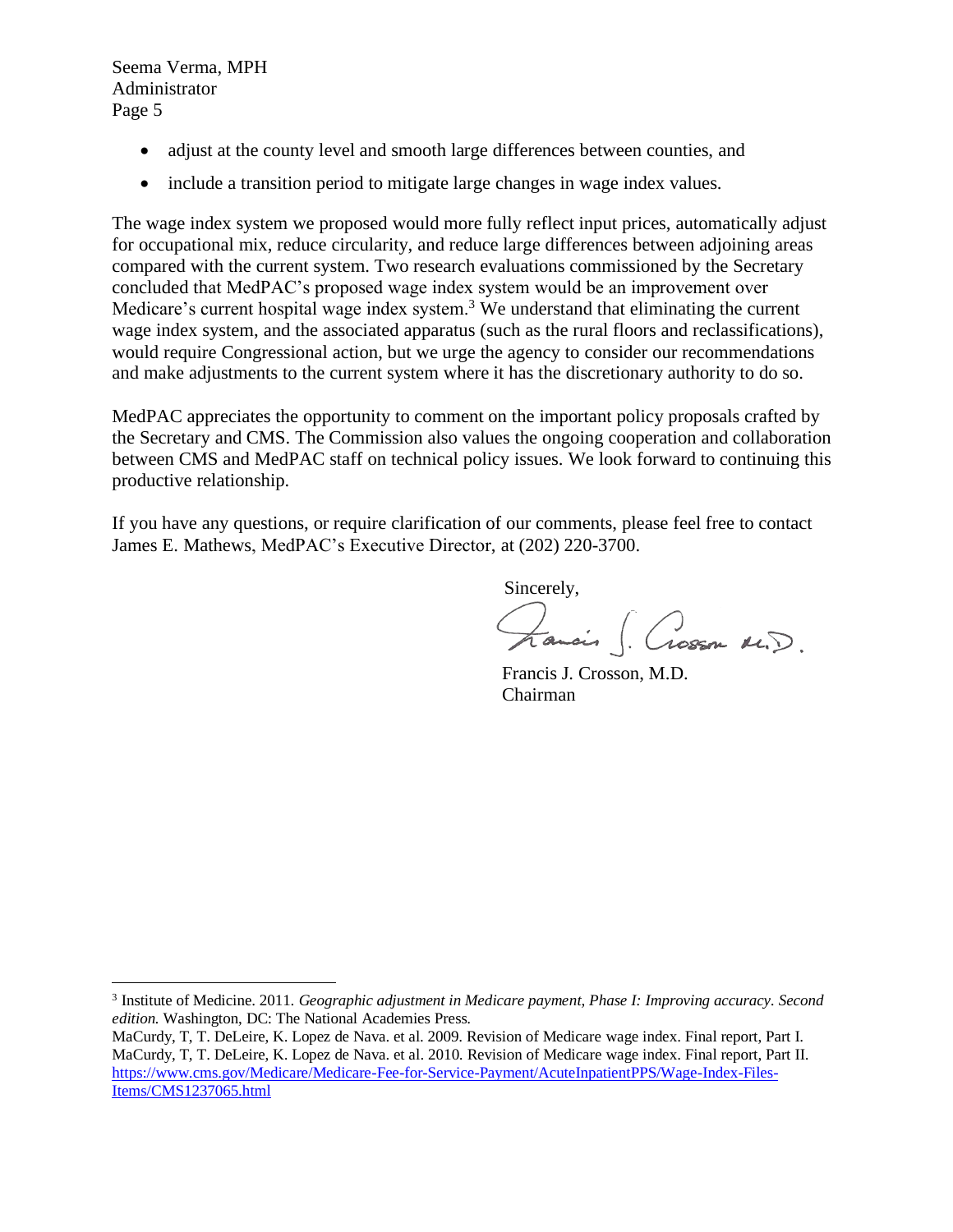- adjust at the county level and smooth large differences between counties, and
- include a transition period to mitigate large changes in wage index values.

The wage index system we proposed would more fully reflect input prices, automatically adjust for occupational mix, reduce circularity, and reduce large differences between adjoining areas compared with the current system. Two research evaluations commissioned by the Secretary concluded that MedPAC's proposed wage index system would be an improvement over Medicare's current hospital wage index system.[3] We understand that eliminating the current wage index system, and the associated apparatus (such as the rural floors and reclassifications), would require Congressional action, but we urge the agency to consider our recommendations and make adjustments to the current system where it has the discretionary authority to do so.

MedPAC appreciates the opportunity to comment on the important policy proposals crafted by the Secretary and CMS. The Commission also values the ongoing cooperation and collaboration between CMS and MedPAC staff on technical policy issues. We look forward to continuing this productive relationship.

If you have any questions, or require clarification of our comments, please feel free to contact James E. Mathews, MedPAC's Executive Director, at (202) 220-3700.

Sincerely,

Francis J. Crosson, M.D.
Chairman

---

[3] Institute of Medicine. 2011. *Geographic adjustment in Medicare payment, Phase I: Improving accuracy. Second edition.* Washington, DC: The National Academies Press.
MaCurdy, T, T. DeLeire, K. Lopez de Nava. et al. 2009. Revision of Medicare wage index. Final report, Part I.
MaCurdy, T, T. DeLeire, K. Lopez de Nava. et al. 2010. Revision of Medicare wage index. Final report, Part II.
https://www.cms.gov/Medicare/Medicare-Fee-for-Service-Payment/AcuteInpatientPPS/Wage-Index-Files-Items/CMS1237065.html